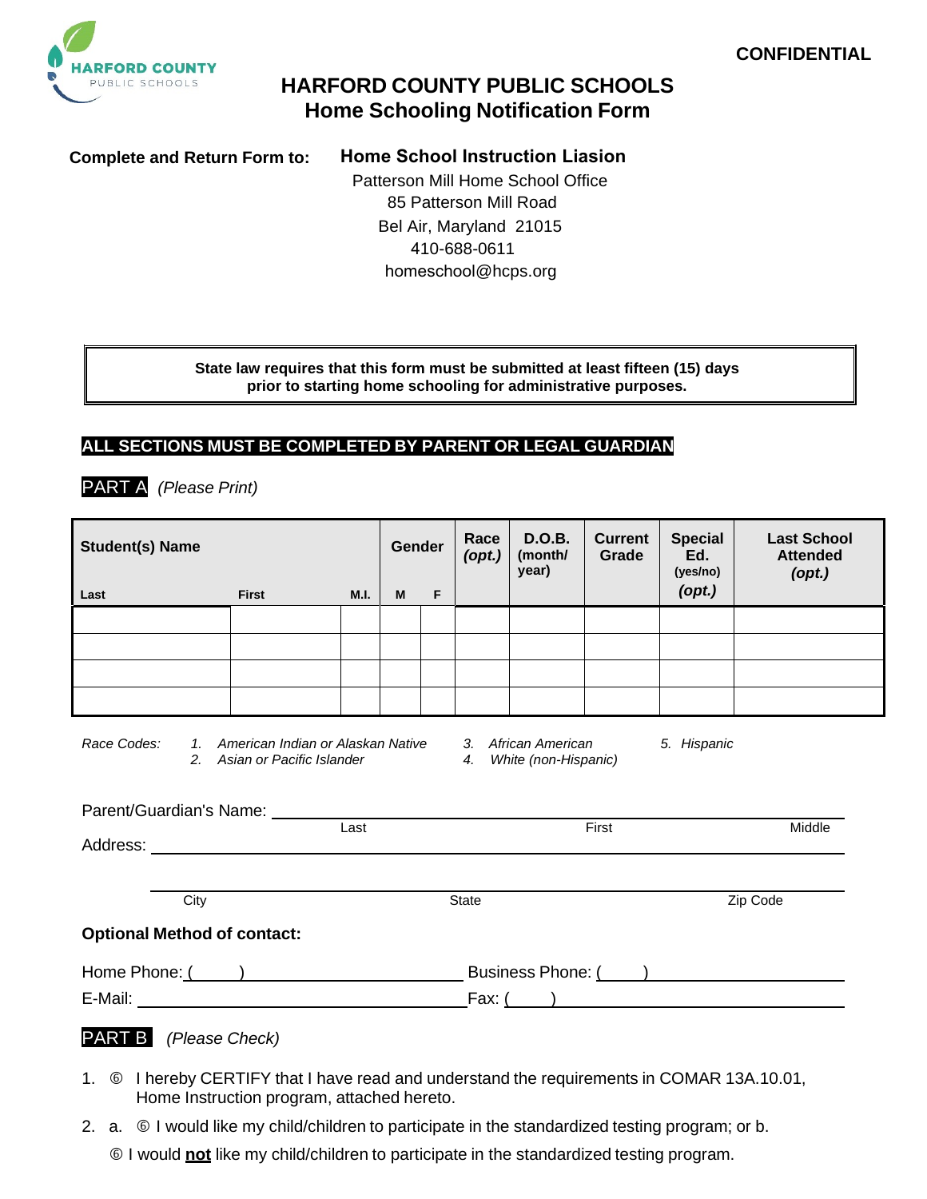CONFIDENTIAL

# HARFORD COUNTY PUBLIC SCHOOLS
## Home Schooling Notification Form

**Complete and Return Form to:** **Home School Instruction Liasion**
Patterson Mill Home School Office
85 Patterson Mill Road
Bel Air, Maryland 21015
410-688-0611
homeschool@hcps.org

**State law requires that this form must be submitted at least fifteen (15) days prior to starting home schooling for administrative purposes.**

**ALL SECTIONS MUST BE COMPLETED BY PARENT OR LEGAL GUARDIAN**

PART A *(Please Print)*

| Student(s) Name | | | Gender | | Race *(opt.)* | D.O.B. (month/ year) | Current Grade | Special Ed. (yes/no) *(opt.)* | Last School Attended *(opt.)* |
|---|---|---|---|---|---|---|---|---|---|
| Last | First | M.I. | M | F | | | | | |
| | | | | | | | | | |
| | | | | | | | | | |
| | | | | | | | | | |
| | | | | | | | | | |

*Race Codes:* *1. American Indian or Alaskan Native* *2. Asian or Pacific Islander* *3. African American* *4. White (non-Hispanic)* *5. Hispanic*

Parent/Guardian's Name: ______________________________
Last First Middle

Address: ______________________________

______________________________
City State Zip Code

**Optional Method of contact:**

Home Phone: ( ) ______________ Business Phone: ( ) ______________

E-Mail: ______________ Fax: ( ) ______________

PART B *(Please Check)*

1. ⑥ I hereby CERTIFY that I have read and understand the requirements in COMAR 13A.10.01, Home Instruction program, attached hereto.
2. a. ⑥ I would like my child/children to participate in the standardized testing program; or b.
   ⑥ I would **not** like my child/children to participate in the standardized testing program.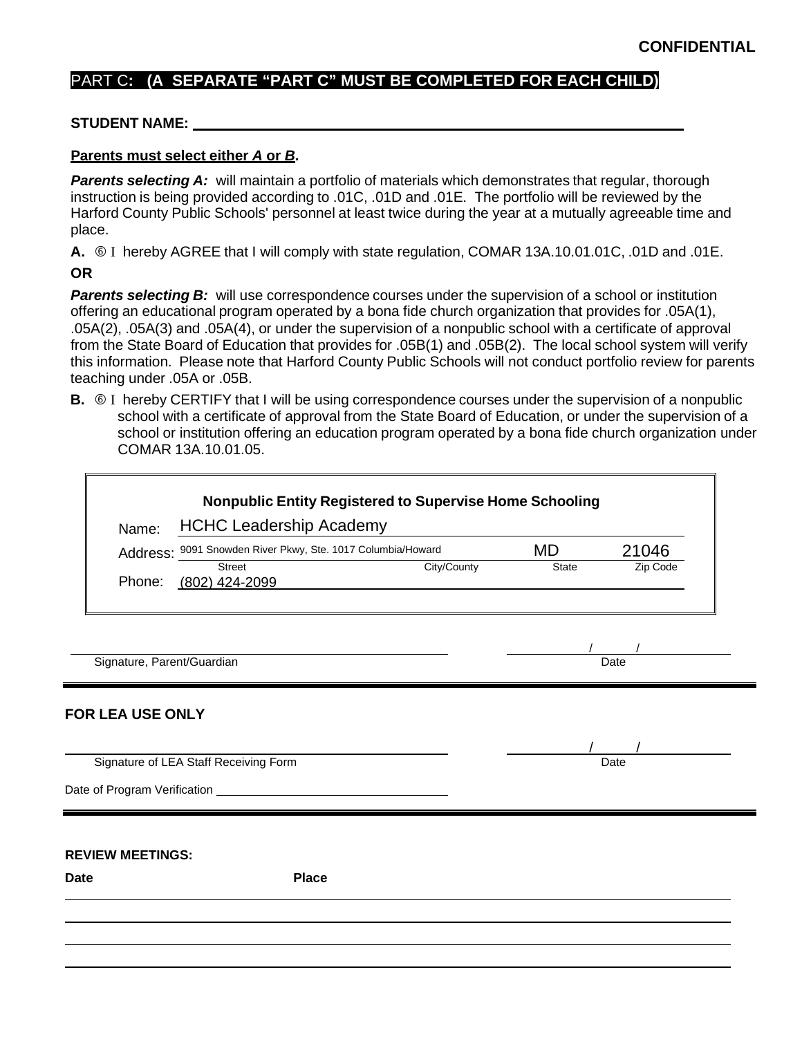**CONFIDENTIAL**

## PART C: (A SEPARATE "PART C" MUST BE COMPLETED FOR EACH CHILD)

**STUDENT NAME:** ______________________________________________

**Parents must select either *A* or *B*.**

***Parents selecting A:*** will maintain a portfolio of materials which demonstrates that regular, thorough instruction is being provided according to .01C, .01D and .01E. The portfolio will be reviewed by the Harford County Public Schools' personnel at least twice during the year at a mutually agreeable time and place.

**A.** ⑥ I hereby AGREE that I will comply with state regulation, COMAR 13A.10.01.01C, .01D and .01E.

**OR**

***Parents selecting B:*** will use correspondence courses under the supervision of a school or institution offering an educational program operated by a bona fide church organization that provides for .05A(1), .05A(2), .05A(3) and .05A(4), or under the supervision of a nonpublic school with a certificate of approval from the State Board of Education that provides for .05B(1) and .05B(2). The local school system will verify this information. Please note that Harford County Public Schools will not conduct portfolio review for parents teaching under .05A or .05B.

**B.** ⑥ I hereby CERTIFY that I will be using correspondence courses under the supervision of a nonpublic school with a certificate of approval from the State Board of Education, or under the supervision of a school or institution offering an education program operated by a bona fide church organization under COMAR 13A.10.01.05.

**Nonpublic Entity Registered to Supervise Home Schooling**

Name: HCHC Leadership Academy

Address: 9091 Snowden River Pkwy, Ste. 1017 Columbia/Howard MD 21046

Street City/County State Zip Code

Phone: (802) 424-2099

______________________________________________ &nbsp;&nbsp;&nbsp; ____/____/____

Signature, Parent/Guardian &nbsp;&nbsp;&nbsp; Date

### FOR LEA USE ONLY

______________________________________________ &nbsp;&nbsp;&nbsp; ____/____/____

Signature of LEA Staff Receiving Form &nbsp;&nbsp;&nbsp; Date

Date of Program Verification ______________________________

**REVIEW MEETINGS:**

| Date | Place |
| --- | --- |
| | |
| | |
| | |
| | |